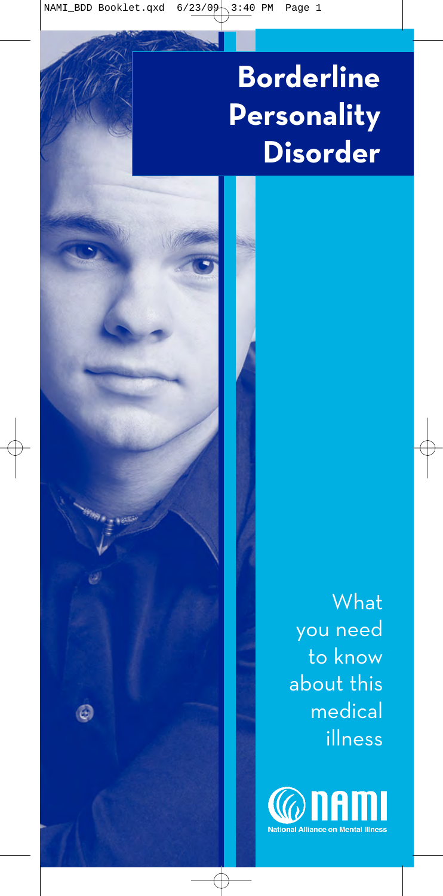# Borderline Personality Disorder

What you need to know about this medical illness

NAMI
National Alliance on Mental Illness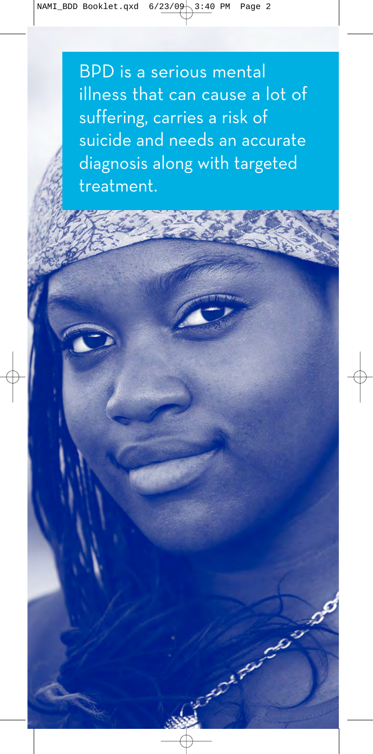BPD is a serious mental illness that can cause a lot of suffering, carries a risk of suicide and needs an accurate diagnosis along with targeted treatment.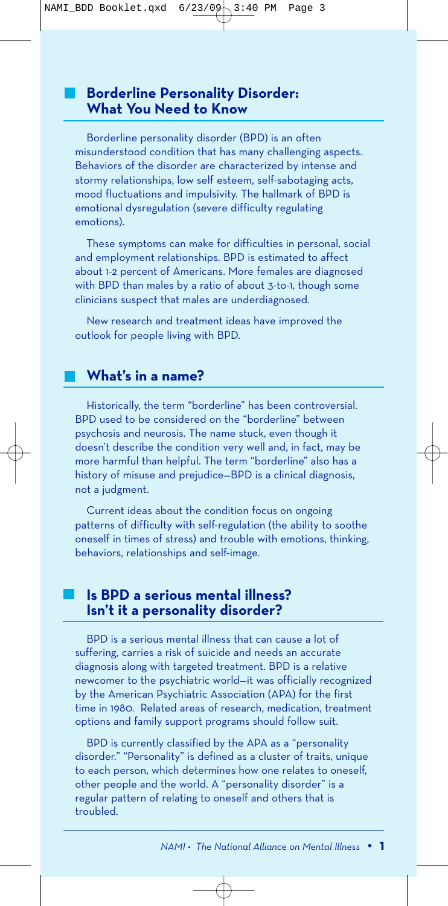## Borderline Personality Disorder: What You Need to Know

Borderline personality disorder (BPD) is an often misunderstood condition that has many challenging aspects. Behaviors of the disorder are characterized by intense and stormy relationships, low self esteem, self-sabotaging acts, mood fluctuations and impulsivity. The hallmark of BPD is emotional dysregulation (severe difficulty regulating emotions).

These symptoms can make for difficulties in personal, social and employment relationships. BPD is estimated to affect about 1-2 percent of Americans. More females are diagnosed with BPD than males by a ratio of about 3-to-1, though some clinicians suspect that males are underdiagnosed.

New research and treatment ideas have improved the outlook for people living with BPD.

## What's in a name?

Historically, the term "borderline" has been controversial. BPD used to be considered on the "borderline" between psychosis and neurosis. The name stuck, even though it doesn't describe the condition very well and, in fact, may be more harmful than helpful. The term "borderline" also has a history of misuse and prejudice—BPD is a clinical diagnosis, not a judgment.

Current ideas about the condition focus on ongoing patterns of difficulty with self-regulation (the ability to soothe oneself in times of stress) and trouble with emotions, thinking, behaviors, relationships and self-image.

## Is BPD a serious mental illness? Isn't it a personality disorder?

BPD is a serious mental illness that can cause a lot of suffering, carries a risk of suicide and needs an accurate diagnosis along with targeted treatment. BPD is a relative newcomer to the psychiatric world—it was officially recognized by the American Psychiatric Association (APA) for the first time in 1980. Related areas of research, medication, treatment options and family support programs should follow suit.

BPD is currently classified by the APA as a "personality disorder." "Personality" is defined as a cluster of traits, unique to each person, which determines how one relates to oneself, other people and the world. A "personality disorder" is a regular pattern of relating to oneself and others that is troubled.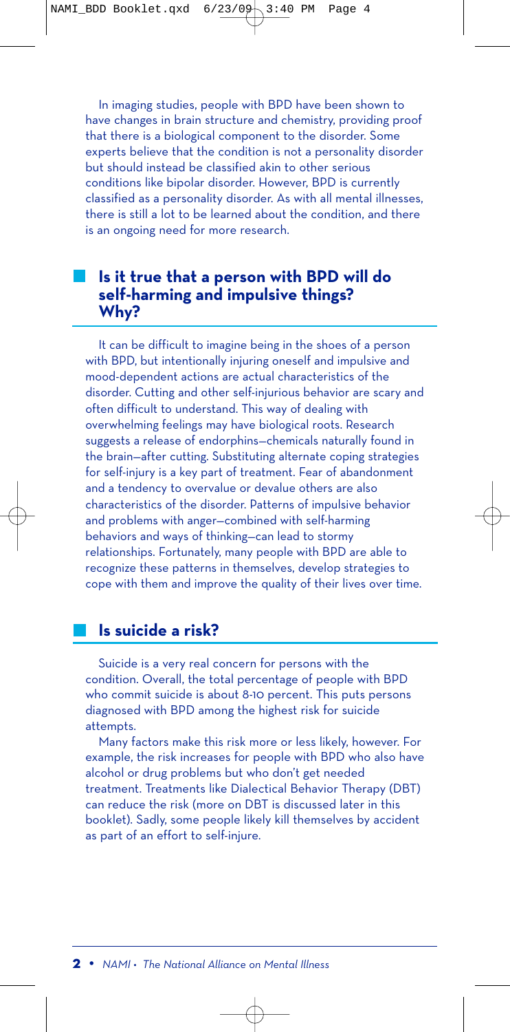In imaging studies, people with BPD have been shown to have changes in brain structure and chemistry, providing proof that there is a biological component to the disorder. Some experts believe that the condition is not a personality disorder but should instead be classified akin to other serious conditions like bipolar disorder. However, BPD is currently classified as a personality disorder. As with all mental illnesses, there is still a lot to be learned about the condition, and there is an ongoing need for more research.

## Is it true that a person with BPD will do self-harming and impulsive things? Why?

It can be difficult to imagine being in the shoes of a person with BPD, but intentionally injuring oneself and impulsive and mood-dependent actions are actual characteristics of the disorder. Cutting and other self-injurious behavior are scary and often difficult to understand. This way of dealing with overwhelming feelings may have biological roots. Research suggests a release of endorphins—chemicals naturally found in the brain—after cutting. Substituting alternate coping strategies for self-injury is a key part of treatment. Fear of abandonment and a tendency to overvalue or devalue others are also characteristics of the disorder. Patterns of impulsive behavior and problems with anger—combined with self-harming behaviors and ways of thinking—can lead to stormy relationships. Fortunately, many people with BPD are able to recognize these patterns in themselves, develop strategies to cope with them and improve the quality of their lives over time.

## Is suicide a risk?

Suicide is a very real concern for persons with the condition. Overall, the total percentage of people with BPD who commit suicide is about 8-10 percent. This puts persons diagnosed with BPD among the highest risk for suicide attempts.

Many factors make this risk more or less likely, however. For example, the risk increases for people with BPD who also have alcohol or drug problems but who don't get needed treatment. Treatments like Dialectical Behavior Therapy (DBT) can reduce the risk (more on DBT is discussed later in this booklet). Sadly, some people likely kill themselves by accident as part of an effort to self-injure.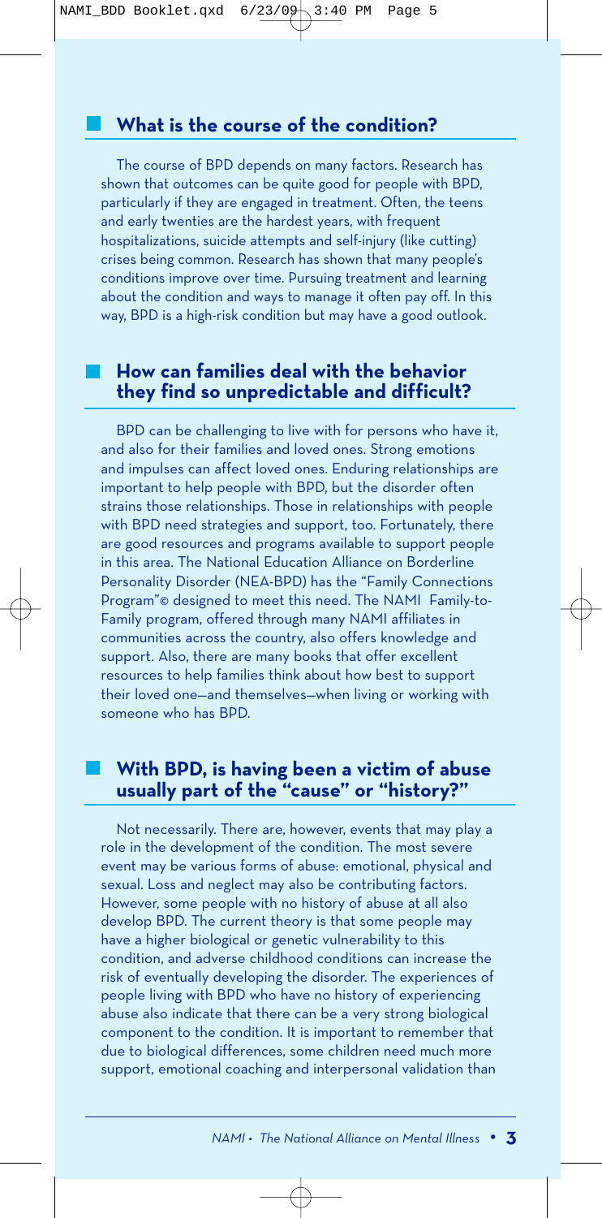## What is the course of the condition?

The course of BPD depends on many factors. Research has shown that outcomes can be quite good for people with BPD, particularly if they are engaged in treatment. Often, the teens and early twenties are the hardest years, with frequent hospitalizations, suicide attempts and self-injury (like cutting) crises being common. Research has shown that many people's conditions improve over time. Pursuing treatment and learning about the condition and ways to manage it often pay off. In this way, BPD is a high-risk condition but may have a good outlook.

## How can families deal with the behavior they find so unpredictable and difficult?

BPD can be challenging to live with for persons who have it, and also for their families and loved ones. Strong emotions and impulses can affect loved ones. Enduring relationships are important to help people with BPD, but the disorder often strains those relationships. Those in relationships with people with BPD need strategies and support, too. Fortunately, there are good resources and programs available to support people in this area. The National Education Alliance on Borderline Personality Disorder (NEA-BPD) has the "Family Connections Program"© designed to meet this need. The NAMI Family-to-Family program, offered through many NAMI affiliates in communities across the country, also offers knowledge and support. Also, there are many books that offer excellent resources to help families think about how best to support their loved one—and themselves—when living or working with someone who has BPD.

## With BPD, is having been a victim of abuse usually part of the "cause" or "history?"

Not necessarily. There are, however, events that may play a role in the development of the condition. The most severe event may be various forms of abuse: emotional, physical and sexual. Loss and neglect may also be contributing factors. However, some people with no history of abuse at all also develop BPD. The current theory is that some people may have a higher biological or genetic vulnerability to this condition, and adverse childhood conditions can increase the risk of eventually developing the disorder. The experiences of people living with BPD who have no history of experiencing abuse also indicate that there can be a very strong biological component to the condition. It is important to remember that due to biological differences, some children need much more support, emotional coaching and interpersonal validation than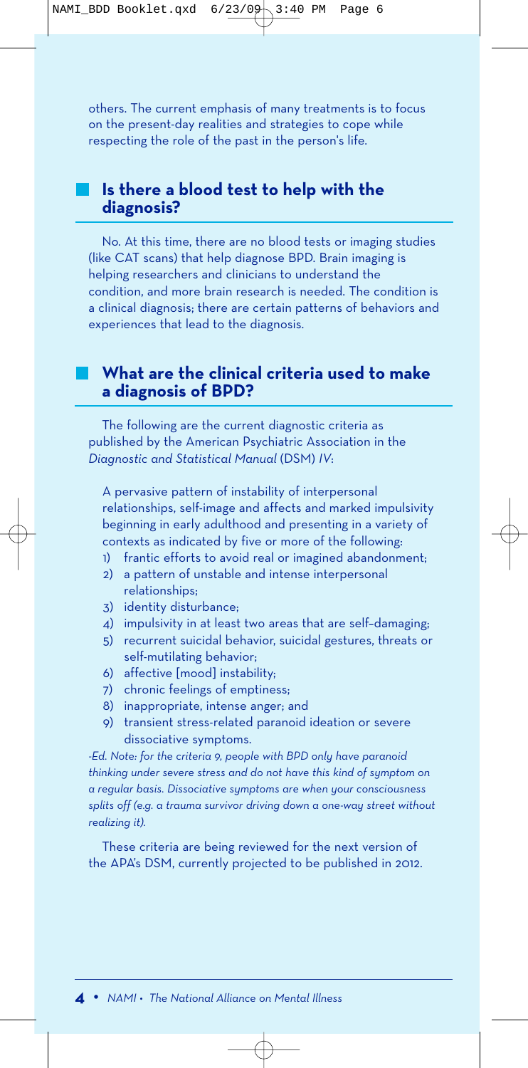others. The current emphasis of many treatments is to focus on the present-day realities and strategies to cope while respecting the role of the past in the person's life.

## Is there a blood test to help with the diagnosis?

No. At this time, there are no blood tests or imaging studies (like CAT scans) that help diagnose BPD. Brain imaging is helping researchers and clinicians to understand the condition, and more brain research is needed. The condition is a clinical diagnosis; there are certain patterns of behaviors and experiences that lead to the diagnosis.

## What are the clinical criteria used to make a diagnosis of BPD?

The following are the current diagnostic criteria as published by the American Psychiatric Association in the *Diagnostic and Statistical Manual* (DSM) *IV*:

A pervasive pattern of instability of interpersonal relationships, self-image and affects and marked impulsivity beginning in early adulthood and presenting in a variety of contexts as indicated by five or more of the following:

1) frantic efforts to avoid real or imagined abandonment;
2) a pattern of unstable and intense interpersonal relationships;
3) identity disturbance;
4) impulsivity in at least two areas that are self-damaging;
5) recurrent suicidal behavior, suicidal gestures, threats or self-mutilating behavior;
6) affective [mood] instability;
7) chronic feelings of emptiness;
8) inappropriate, intense anger; and
9) transient stress-related paranoid ideation or severe dissociative symptoms.

*-Ed. Note: for the criteria 9, people with BPD only have paranoid thinking under severe stress and do not have this kind of symptom on a regular basis. Dissociative symptoms are when your consciousness splits off (e.g. a trauma survivor driving down a one-way street without realizing it).*

These criteria are being reviewed for the next version of the APA's DSM, currently projected to be published in 2012.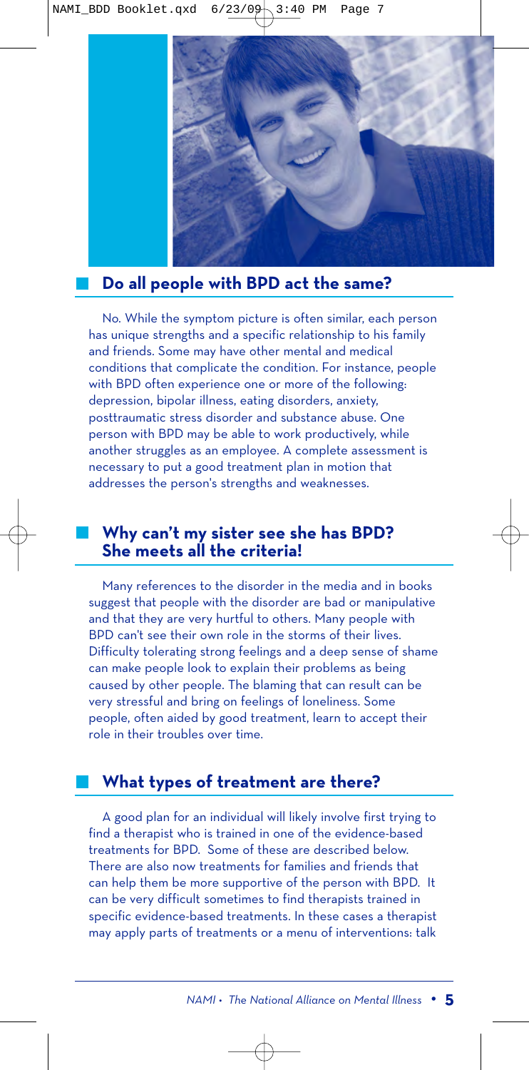## Do all people with BPD act the same?

No. While the symptom picture is often similar, each person has unique strengths and a specific relationship to his family and friends. Some may have other mental and medical conditions that complicate the condition. For instance, people with BPD often experience one or more of the following: depression, bipolar illness, eating disorders, anxiety, posttraumatic stress disorder and substance abuse. One person with BPD may be able to work productively, while another struggles as an employee. A complete assessment is necessary to put a good treatment plan in motion that addresses the person's strengths and weaknesses.

## Why can't my sister see she has BPD? She meets all the criteria!

Many references to the disorder in the media and in books suggest that people with the disorder are bad or manipulative and that they are very hurtful to others. Many people with BPD can't see their own role in the storms of their lives. Difficulty tolerating strong feelings and a deep sense of shame can make people look to explain their problems as being caused by other people. The blaming that can result can be very stressful and bring on feelings of loneliness. Some people, often aided by good treatment, learn to accept their role in their troubles over time.

## What types of treatment are there?

A good plan for an individual will likely involve first trying to find a therapist who is trained in one of the evidence-based treatments for BPD. Some of these are described below. There are also now treatments for families and friends that can help them be more supportive of the person with BPD. It can be very difficult sometimes to find therapists trained in specific evidence-based treatments. In these cases a therapist may apply parts of treatments or a menu of interventions: talk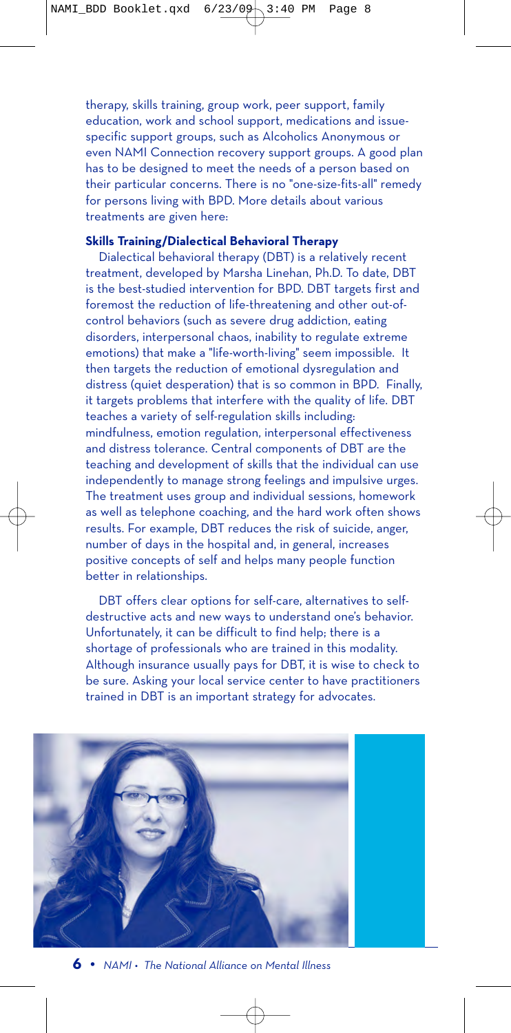therapy, skills training, group work, peer support, family education, work and school support, medications and issue-specific support groups, such as Alcoholics Anonymous or even NAMI Connection recovery support groups. A good plan has to be designed to meet the needs of a person based on their particular concerns. There is no "one-size-fits-all" remedy for persons living with BPD. More details about various treatments are given here:

**Skills Training/Dialectical Behavioral Therapy**

Dialectical behavioral therapy (DBT) is a relatively recent treatment, developed by Marsha Linehan, Ph.D. To date, DBT is the best-studied intervention for BPD. DBT targets first and foremost the reduction of life-threatening and other out-of-control behaviors (such as severe drug addiction, eating disorders, interpersonal chaos, inability to regulate extreme emotions) that make a "life-worth-living" seem impossible. It then targets the reduction of emotional dysregulation and distress (quiet desperation) that is so common in BPD. Finally, it targets problems that interfere with the quality of life. DBT teaches a variety of self-regulation skills including: mindfulness, emotion regulation, interpersonal effectiveness and distress tolerance. Central components of DBT are the teaching and development of skills that the individual can use independently to manage strong feelings and impulsive urges. The treatment uses group and individual sessions, homework as well as telephone coaching, and the hard work often shows results. For example, DBT reduces the risk of suicide, anger, number of days in the hospital and, in general, increases positive concepts of self and helps many people function better in relationships.

DBT offers clear options for self-care, alternatives to self-destructive acts and new ways to understand one's behavior. Unfortunately, it can be difficult to find help; there is a shortage of professionals who are trained in this modality. Although insurance usually pays for DBT, it is wise to check to be sure. Asking your local service center to have practitioners trained in DBT is an important strategy for advocates.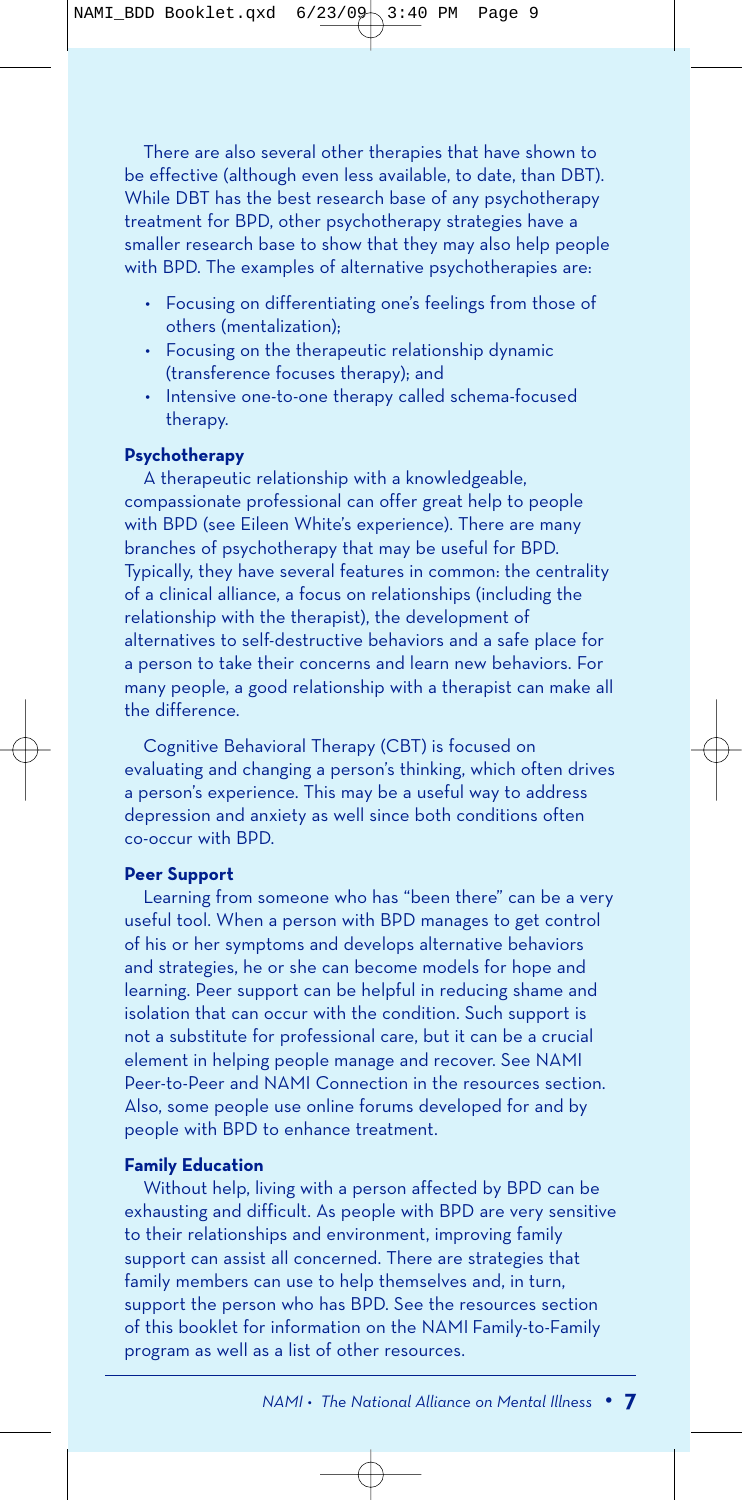There are also several other therapies that have shown to be effective (although even less available, to date, than DBT). While DBT has the best research base of any psychotherapy treatment for BPD, other psychotherapy strategies have a smaller research base to show that they may also help people with BPD. The examples of alternative psychotherapies are:

- Focusing on differentiating one's feelings from those of others (mentalization);
- Focusing on the therapeutic relationship dynamic (transference focuses therapy); and
- Intensive one-to-one therapy called schema-focused therapy.

**Psychotherapy**

A therapeutic relationship with a knowledgeable, compassionate professional can offer great help to people with BPD (see Eileen White's experience). There are many branches of psychotherapy that may be useful for BPD. Typically, they have several features in common: the centrality of a clinical alliance, a focus on relationships (including the relationship with the therapist), the development of alternatives to self-destructive behaviors and a safe place for a person to take their concerns and learn new behaviors. For many people, a good relationship with a therapist can make all the difference.

Cognitive Behavioral Therapy (CBT) is focused on evaluating and changing a person's thinking, which often drives a person's experience. This may be a useful way to address depression and anxiety as well since both conditions often co-occur with BPD.

**Peer Support**

Learning from someone who has "been there" can be a very useful tool. When a person with BPD manages to get control of his or her symptoms and develops alternative behaviors and strategies, he or she can become models for hope and learning. Peer support can be helpful in reducing shame and isolation that can occur with the condition. Such support is not a substitute for professional care, but it can be a crucial element in helping people manage and recover. See NAMI Peer-to-Peer and NAMI Connection in the resources section. Also, some people use online forums developed for and by people with BPD to enhance treatment.

**Family Education**

Without help, living with a person affected by BPD can be exhausting and difficult. As people with BPD are very sensitive to their relationships and environment, improving family support can assist all concerned. There are strategies that family members can use to help themselves and, in turn, support the person who has BPD. See the resources section of this booklet for information on the NAMI Family-to-Family program as well as a list of other resources.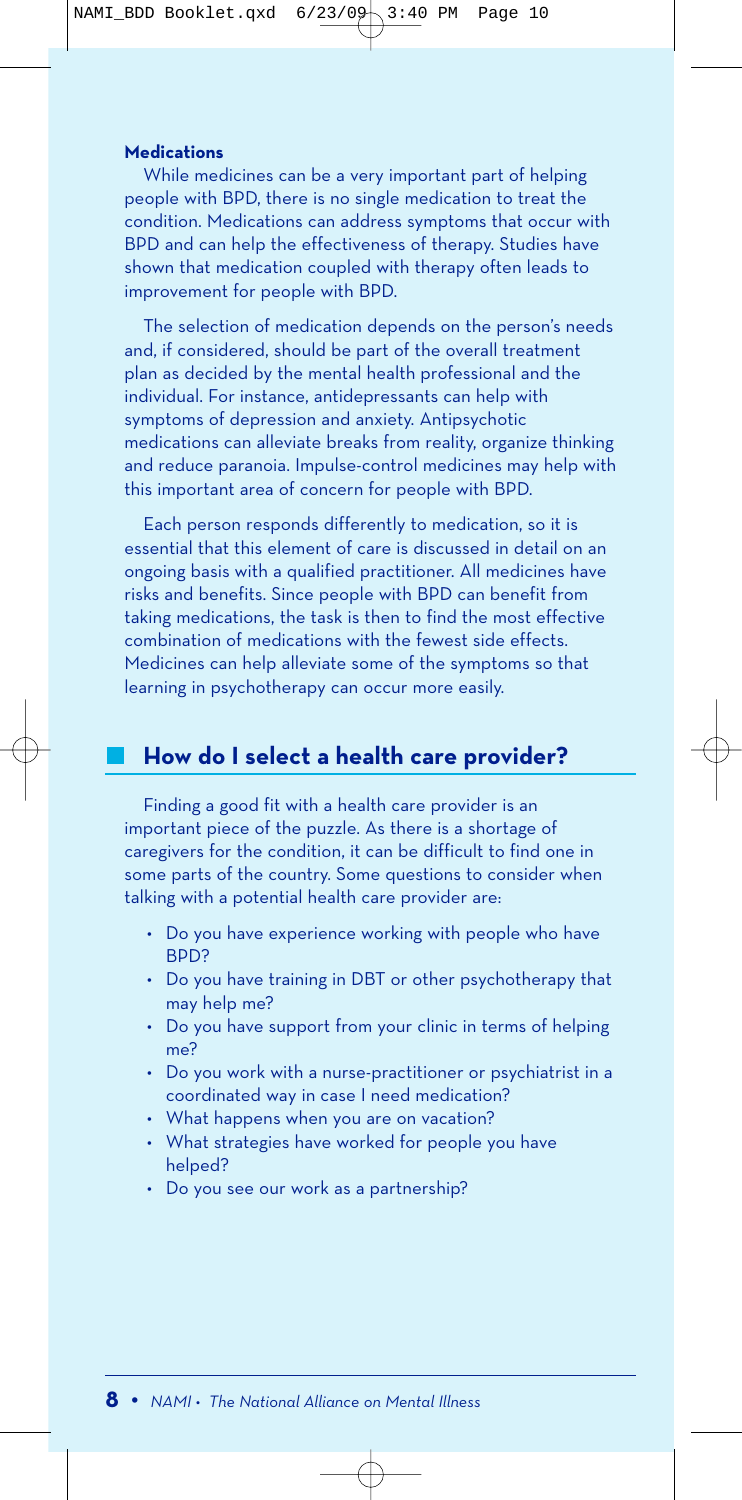**Medications**

While medicines can be a very important part of helping people with BPD, there is no single medication to treat the condition. Medications can address symptoms that occur with BPD and can help the effectiveness of therapy. Studies have shown that medication coupled with therapy often leads to improvement for people with BPD.

The selection of medication depends on the person's needs and, if considered, should be part of the overall treatment plan as decided by the mental health professional and the individual. For instance, antidepressants can help with symptoms of depression and anxiety. Antipsychotic medications can alleviate breaks from reality, organize thinking and reduce paranoia. Impulse-control medicines may help with this important area of concern for people with BPD.

Each person responds differently to medication, so it is essential that this element of care is discussed in detail on an ongoing basis with a qualified practitioner. All medicines have risks and benefits. Since people with BPD can benefit from taking medications, the task is then to find the most effective combination of medications with the fewest side effects. Medicines can help alleviate some of the symptoms so that learning in psychotherapy can occur more easily.

## How do I select a health care provider?

Finding a good fit with a health care provider is an important piece of the puzzle. As there is a shortage of caregivers for the condition, it can be difficult to find one in some parts of the country. Some questions to consider when talking with a potential health care provider are:

- Do you have experience working with people who have BPD?
- Do you have training in DBT or other psychotherapy that may help me?
- Do you have support from your clinic in terms of helping me?
- Do you work with a nurse-practitioner or psychiatrist in a coordinated way in case I need medication?
- What happens when you are on vacation?
- What strategies have worked for people you have helped?
- Do you see our work as a partnership?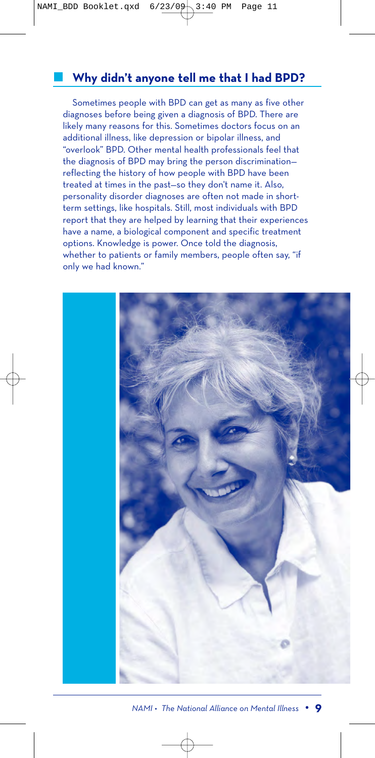## Why didn't anyone tell me that I had BPD?

Sometimes people with BPD can get as many as five other diagnoses before being given a diagnosis of BPD. There are likely many reasons for this. Sometimes doctors focus on an additional illness, like depression or bipolar illness, and "overlook" BPD. Other mental health professionals feel that the diagnosis of BPD may bring the person discrimination—reflecting the history of how people with BPD have been treated at times in the past—so they don't name it. Also, personality disorder diagnoses are often not made in short-term settings, like hospitals. Still, most individuals with BPD report that they are helped by learning that their experiences have a name, a biological component and specific treatment options. Knowledge is power. Once told the diagnosis, whether to patients or family members, people often say, "if only we had known."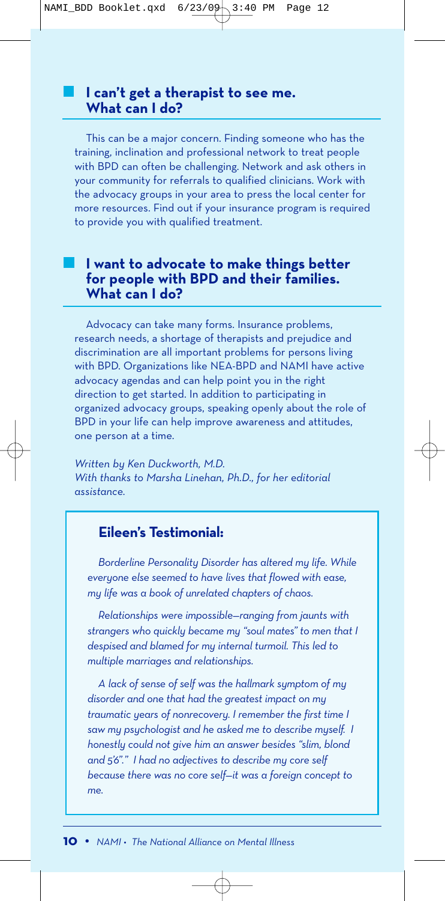### I can't get a therapist to see me. What can I do?

This can be a major concern. Finding someone who has the training, inclination and professional network to treat people with BPD can often be challenging. Network and ask others in your community for referrals to qualified clinicians. Work with the advocacy groups in your area to press the local center for more resources. Find out if your insurance program is required to provide you with qualified treatment.

### I want to advocate to make things better for people with BPD and their families. What can I do?

Advocacy can take many forms. Insurance problems, research needs, a shortage of therapists and prejudice and discrimination are all important problems for persons living with BPD. Organizations like NEA-BPD and NAMI have active advocacy agendas and can help point you in the right direction to get started. In addition to participating in organized advocacy groups, speaking openly about the role of BPD in your life can help improve awareness and attitudes, one person at a time.

*Written by Ken Duckworth, M.D.*
*With thanks to Marsha Linehan, Ph.D., for her editorial assistance.*

### Eileen's Testimonial:

*Borderline Personality Disorder has altered my life. While everyone else seemed to have lives that flowed with ease, my life was a book of unrelated chapters of chaos.*

*Relationships were impossible—ranging from jaunts with strangers who quickly became my "soul mates" to men that I despised and blamed for my internal turmoil. This led to multiple marriages and relationships.*

*A lack of sense of self was the hallmark symptom of my disorder and one that had the greatest impact on my traumatic years of nonrecovery. I remember the first time I saw my psychologist and he asked me to describe myself. I honestly could not give him an answer besides "slim, blond and 5'6"." I had no adjectives to describe my core self because there was no core self—it was a foreign concept to me.*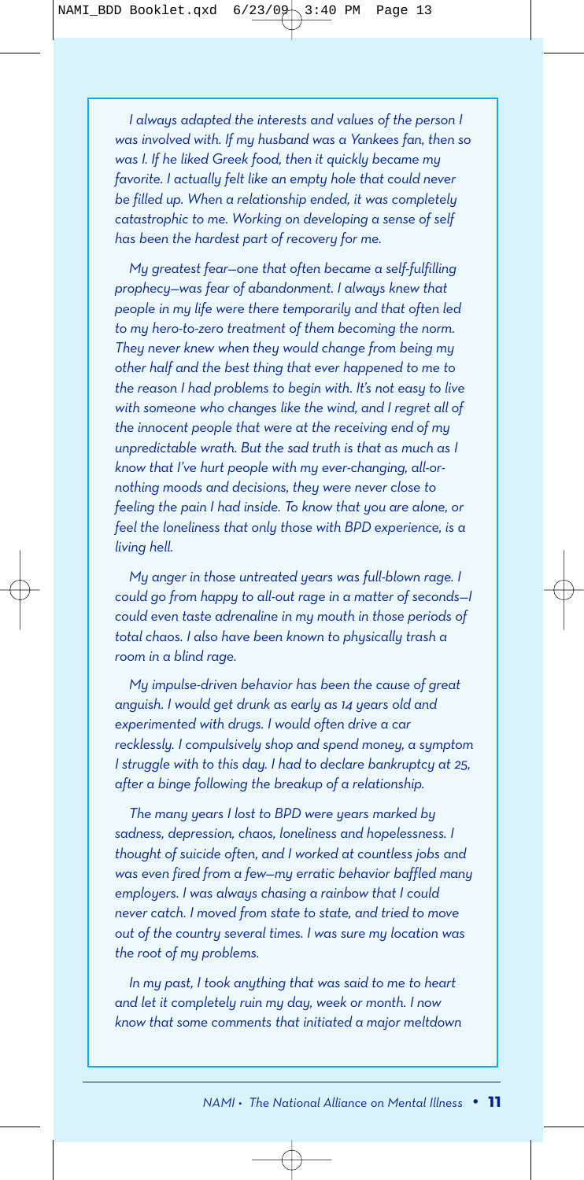*I always adapted the interests and values of the person I was involved with. If my husband was a Yankees fan, then so was I. If he liked Greek food, then it quickly became my favorite. I actually felt like an empty hole that could never be filled up. When a relationship ended, it was completely catastrophic to me. Working on developing a sense of self has been the hardest part of recovery for me.*

*My greatest fear—one that often became a self-fulfilling prophecy—was fear of abandonment. I always knew that people in my life were there temporarily and that often led to my hero-to-zero treatment of them becoming the norm. They never knew when they would change from being my other half and the best thing that ever happened to me to the reason I had problems to begin with. It's not easy to live with someone who changes like the wind, and I regret all of the innocent people that were at the receiving end of my unpredictable wrath. But the sad truth is that as much as I know that I've hurt people with my ever-changing, all-or-nothing moods and decisions, they were never close to feeling the pain I had inside. To know that you are alone, or feel the loneliness that only those with BPD experience, is a living hell.*

*My anger in those untreated years was full-blown rage. I could go from happy to all-out rage in a matter of seconds—I could even taste adrenaline in my mouth in those periods of total chaos. I also have been known to physically trash a room in a blind rage.*

*My impulse-driven behavior has been the cause of great anguish. I would get drunk as early as 14 years old and experimented with drugs. I would often drive a car recklessly. I compulsively shop and spend money, a symptom I struggle with to this day. I had to declare bankruptcy at 25, after a binge following the breakup of a relationship.*

*The many years I lost to BPD were years marked by sadness, depression, chaos, loneliness and hopelessness. I thought of suicide often, and I worked at countless jobs and was even fired from a few—my erratic behavior baffled many employers. I was always chasing a rainbow that I could never catch. I moved from state to state, and tried to move out of the country several times. I was sure my location was the root of my problems.*

*In my past, I took anything that was said to me to heart and let it completely ruin my day, week or month. I now know that some comments that initiated a major meltdown*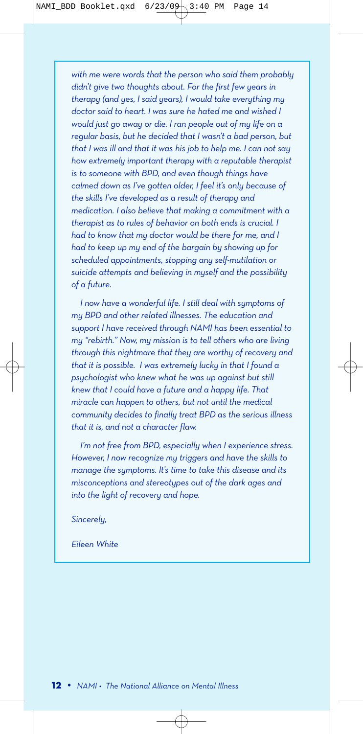*with me were words that the person who said them probably didn't give two thoughts about. For the first few years in therapy (and yes, I said years), I would take everything my doctor said to heart. I was sure he hated me and wished I would just go away or die. I ran people out of my life on a regular basis, but he decided that I wasn't a bad person, but that I was ill and that it was his job to help me. I can not say how extremely important therapy with a reputable therapist is to someone with BPD, and even though things have calmed down as I've gotten older, I feel it's only because of the skills I've developed as a result of therapy and medication. I also believe that making a commitment with a therapist as to rules of behavior on both ends is crucial. I had to know that my doctor would be there for me, and I had to keep up my end of the bargain by showing up for scheduled appointments, stopping any self-mutilation or suicide attempts and believing in myself and the possibility of a future.*

*I now have a wonderful life. I still deal with symptoms of my BPD and other related illnesses. The education and support I have received through NAMI has been essential to my "rebirth." Now, my mission is to tell others who are living through this nightmare that they are worthy of recovery and that it is possible. I was extremely lucky in that I found a psychologist who knew what he was up against but still knew that I could have a future and a happy life. That miracle can happen to others, but not until the medical community decides to finally treat BPD as the serious illness that it is, and not a character flaw.*

*I'm not free from BPD, especially when I experience stress. However, I now recognize my triggers and have the skills to manage the symptoms. It's time to take this disease and its misconceptions and stereotypes out of the dark ages and into the light of recovery and hope.*

*Sincerely,*

*Eileen White*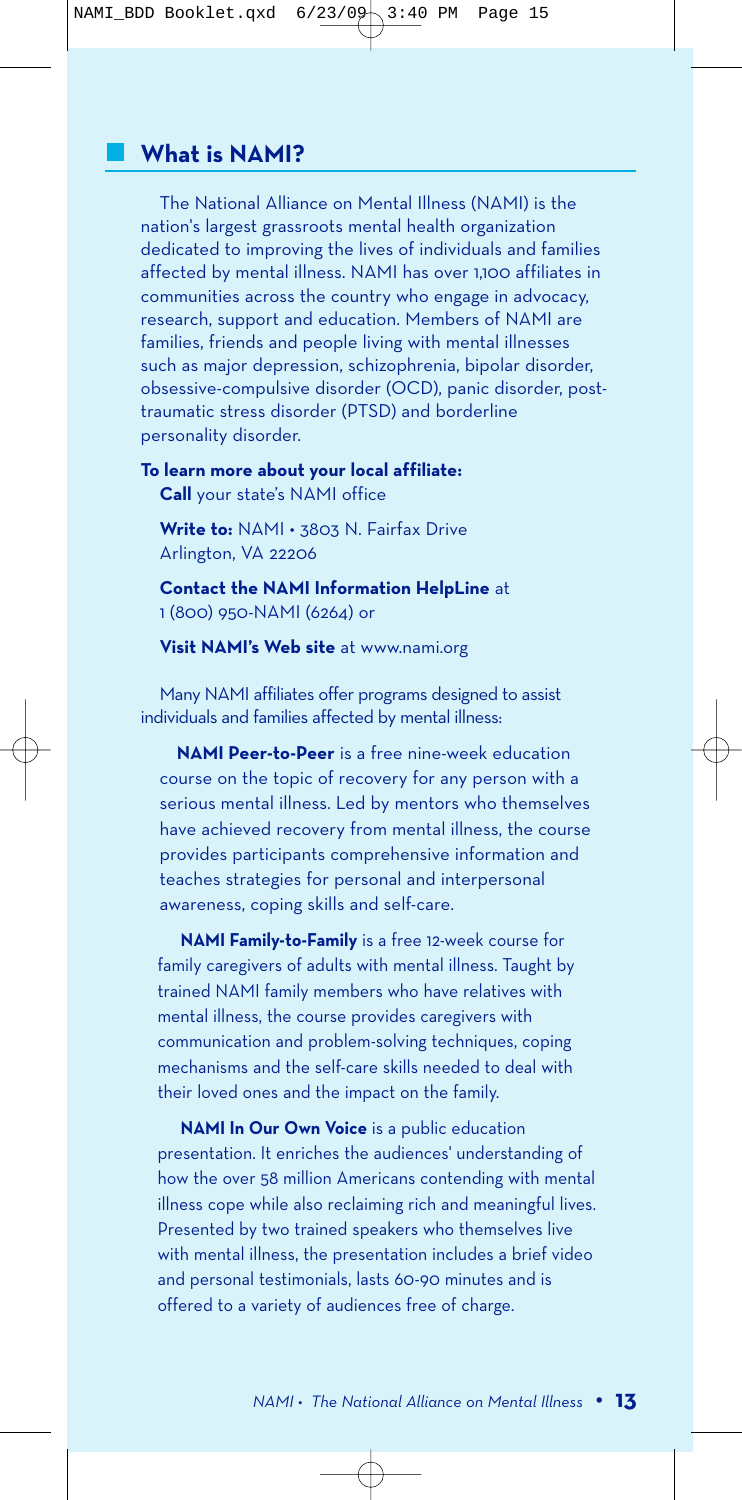## What is NAMI?

The National Alliance on Mental Illness (NAMI) is the nation's largest grassroots mental health organization dedicated to improving the lives of individuals and families affected by mental illness. NAMI has over 1,100 affiliates in communities across the country who engage in advocacy, research, support and education. Members of NAMI are families, friends and people living with mental illnesses such as major depression, schizophrenia, bipolar disorder, obsessive-compulsive disorder (OCD), panic disorder, post-traumatic stress disorder (PTSD) and borderline personality disorder.

**To learn more about your local affiliate:**

**Call** your state's NAMI office

**Write to:** NAMI • 3803 N. Fairfax Drive
Arlington, VA 22206

**Contact the NAMI Information HelpLine** at
1 (800) 950-NAMI (6264) or

**Visit NAMI's Web site** at www.nami.org

Many NAMI affiliates offer programs designed to assist individuals and families affected by mental illness:

**NAMI Peer-to-Peer** is a free nine-week education course on the topic of recovery for any person with a serious mental illness. Led by mentors who themselves have achieved recovery from mental illness, the course provides participants comprehensive information and teaches strategies for personal and interpersonal awareness, coping skills and self-care.

**NAMI Family-to-Family** is a free 12-week course for family caregivers of adults with mental illness. Taught by trained NAMI family members who have relatives with mental illness, the course provides caregivers with communication and problem-solving techniques, coping mechanisms and the self-care skills needed to deal with their loved ones and the impact on the family.

**NAMI In Our Own Voice** is a public education presentation. It enriches the audiences' understanding of how the over 58 million Americans contending with mental illness cope while also reclaiming rich and meaningful lives. Presented by two trained speakers who themselves live with mental illness, the presentation includes a brief video and personal testimonials, lasts 60-90 minutes and is offered to a variety of audiences free of charge.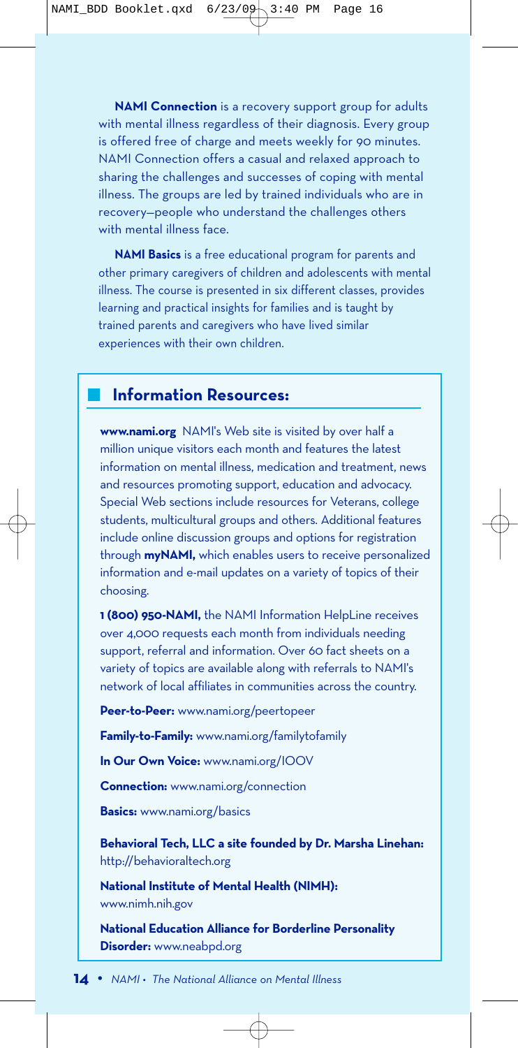**NAMI Connection** is a recovery support group for adults with mental illness regardless of their diagnosis. Every group is offered free of charge and meets weekly for 90 minutes. NAMI Connection offers a casual and relaxed approach to sharing the challenges and successes of coping with mental illness. The groups are led by trained individuals who are in recovery—people who understand the challenges others with mental illness face.

**NAMI Basics** is a free educational program for parents and other primary caregivers of children and adolescents with mental illness. The course is presented in six different classes, provides learning and practical insights for families and is taught by trained parents and caregivers who have lived similar experiences with their own children.

## Information Resources:

**www.nami.org** NAMI's Web site is visited by over half a million unique visitors each month and features the latest information on mental illness, medication and treatment, news and resources promoting support, education and advocacy. Special Web sections include resources for Veterans, college students, multicultural groups and others. Additional features include online discussion groups and options for registration through **myNAMI,** which enables users to receive personalized information and e-mail updates on a variety of topics of their choosing.

**1 (800) 950-NAMI,** the NAMI Information HelpLine receives over 4,000 requests each month from individuals needing support, referral and information. Over 60 fact sheets on a variety of topics are available along with referrals to NAMI's network of local affiliates in communities across the country.

**Peer-to-Peer:** www.nami.org/peertopeer

**Family-to-Family:** www.nami.org/familytofamily

**In Our Own Voice:** www.nami.org/IOOV

**Connection:** www.nami.org/connection

**Basics:** www.nami.org/basics

**Behavioral Tech, LLC a site founded by Dr. Marsha Linehan:** http://behavioraltech.org

**National Institute of Mental Health (NIMH):** www.nimh.nih.gov

**National Education Alliance for Borderline Personality Disorder:** www.neabpd.org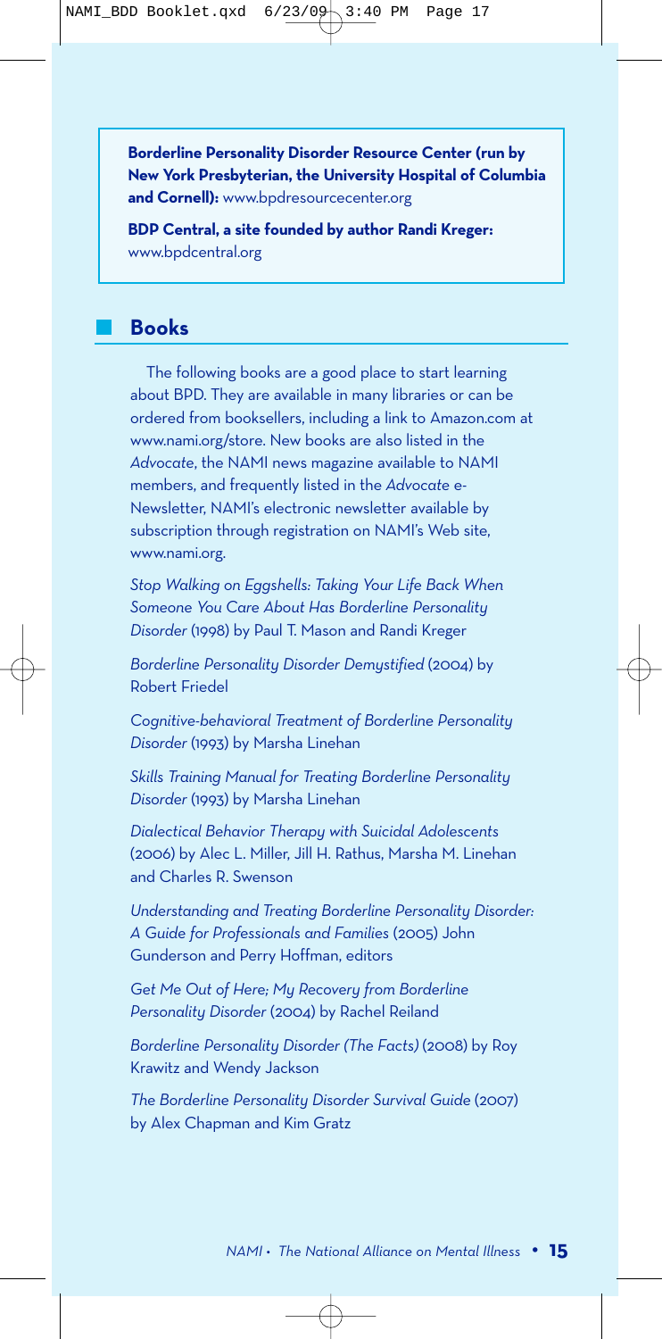**Borderline Personality Disorder Resource Center (run by New York Presbyterian, the University Hospital of Columbia and Cornell):** www.bpdresourcecenter.org

**BDP Central, a site founded by author Randi Kreger:** www.bpdcentral.org

## Books

The following books are a good place to start learning about BPD. They are available in many libraries or can be ordered from booksellers, including a link to Amazon.com at www.nami.org/store. New books are also listed in the *Advocate*, the NAMI news magazine available to NAMI members, and frequently listed in the *Advocate* e-Newsletter, NAMI's electronic newsletter available by subscription through registration on NAMI's Web site, www.nami.org.

*Stop Walking on Eggshells: Taking Your Life Back When Someone You Care About Has Borderline Personality Disorder* (1998) by Paul T. Mason and Randi Kreger

*Borderline Personality Disorder Demystified* (2004) by Robert Friedel

*Cognitive-behavioral Treatment of Borderline Personality Disorder* (1993) by Marsha Linehan

*Skills Training Manual for Treating Borderline Personality Disorder* (1993) by Marsha Linehan

*Dialectical Behavior Therapy with Suicidal Adolescents* (2006) by Alec L. Miller, Jill H. Rathus, Marsha M. Linehan and Charles R. Swenson

*Understanding and Treating Borderline Personality Disorder: A Guide for Professionals and Families* (2005) John Gunderson and Perry Hoffman, editors

*Get Me Out of Here; My Recovery from Borderline Personality Disorder* (2004) by Rachel Reiland

*Borderline Personality Disorder (The Facts)* (2008) by Roy Krawitz and Wendy Jackson

*The Borderline Personality Disorder Survival Guide* (2007) by Alex Chapman and Kim Gratz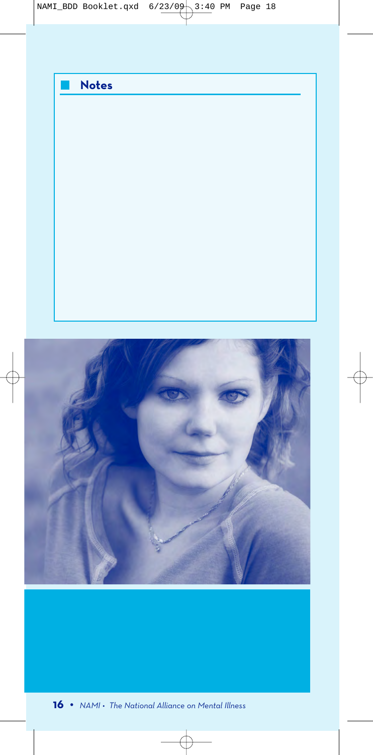## Notes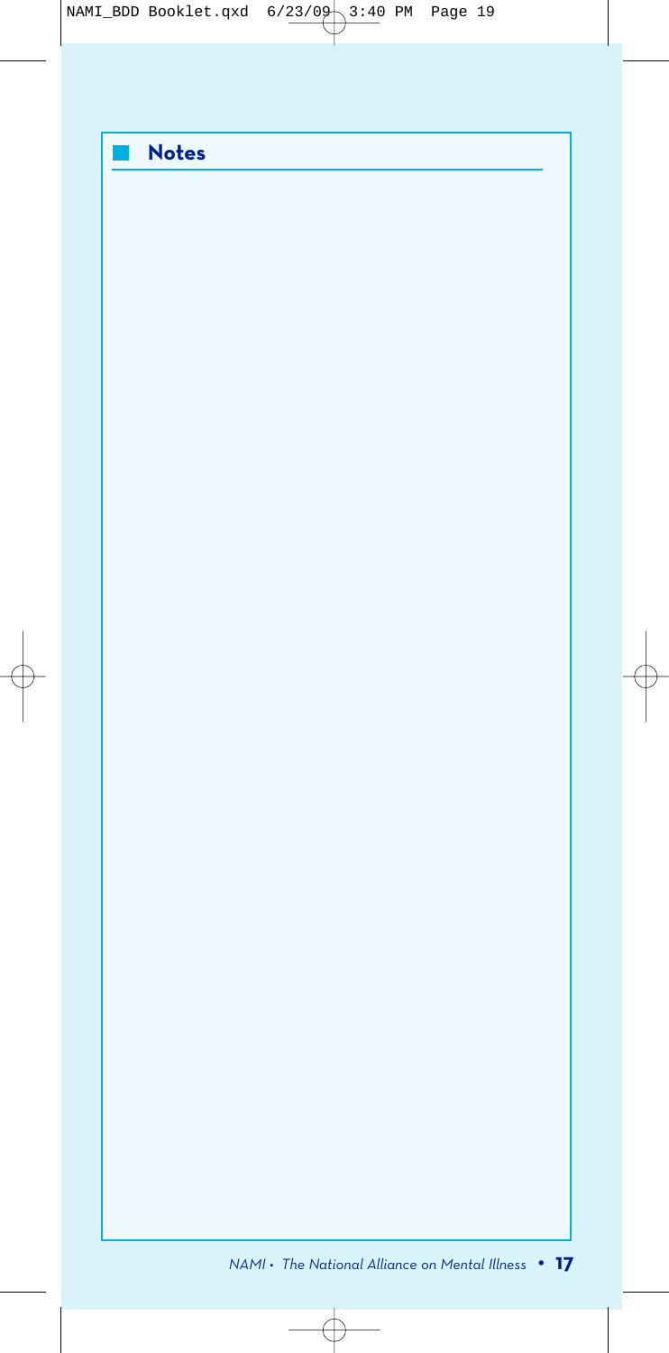## Notes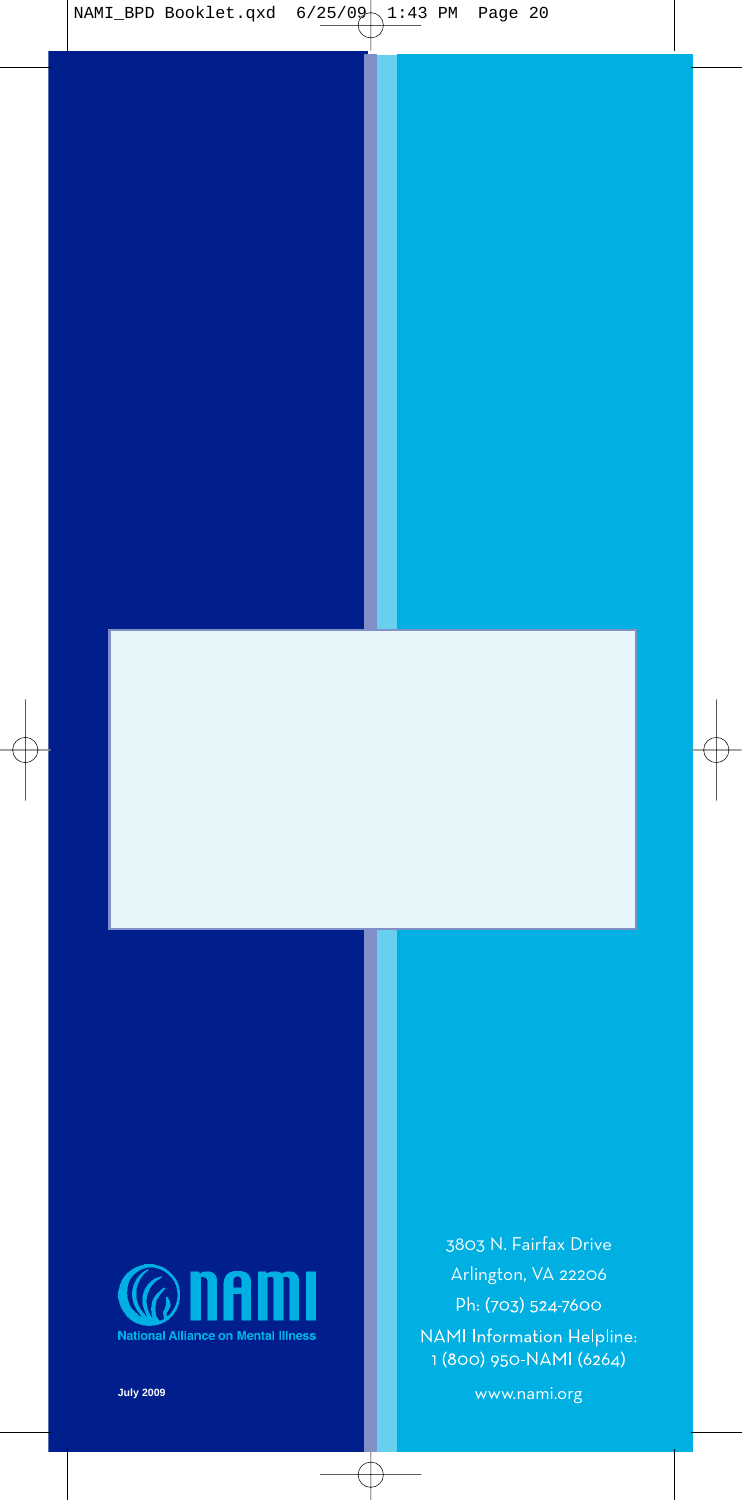NAMI

National Alliance on Mental Illness

July 2009

3803 N. Fairfax Drive
Arlington, VA 22206
Ph: (703) 524-7600

NAMI Information Helpline:
1 (800) 950-NAMI (6264)

www.nami.org